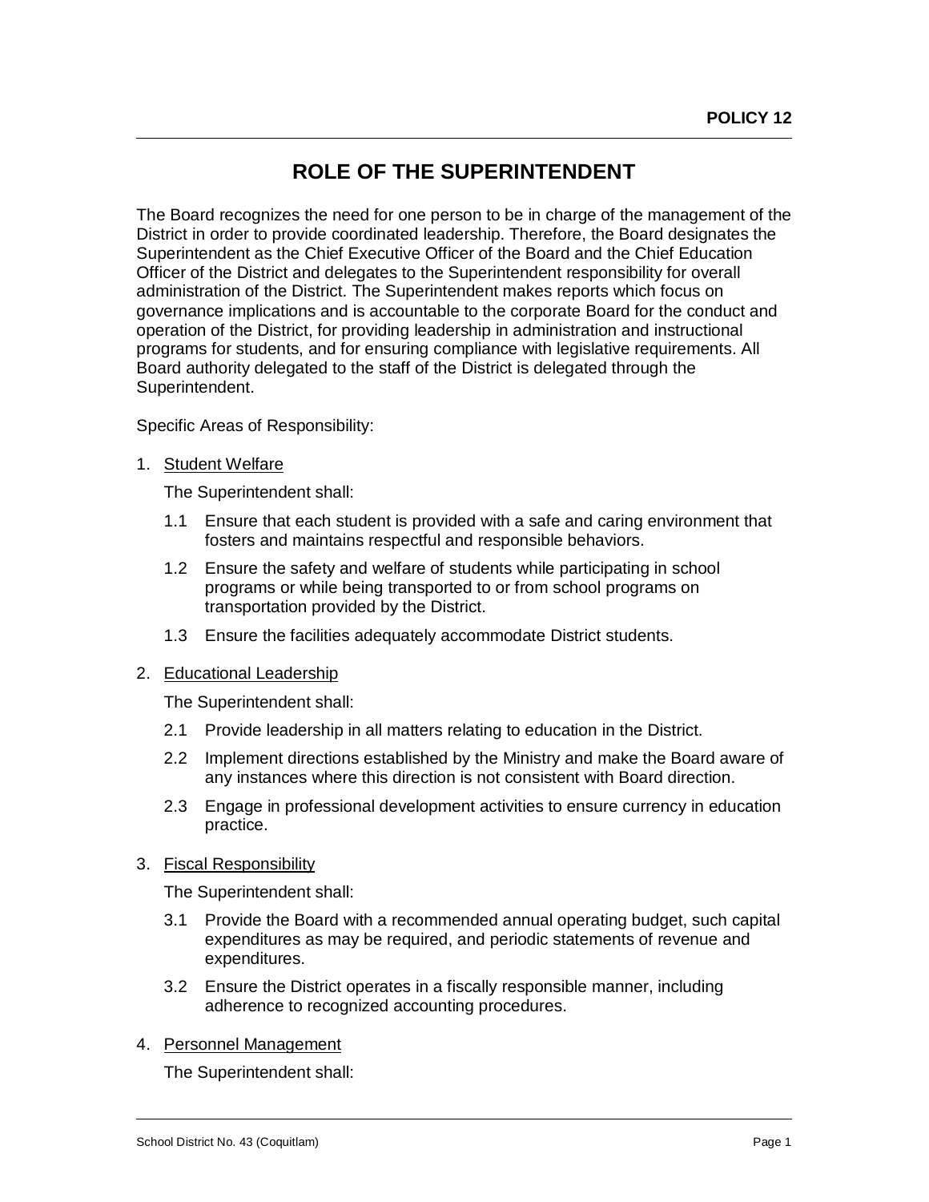POLICY 12

# ROLE OF THE SUPERINTENDENT

The Board recognizes the need for one person to be in charge of the management of the District in order to provide coordinated leadership. Therefore, the Board designates the Superintendent as the Chief Executive Officer of the Board and the Chief Education Officer of the District and delegates to the Superintendent responsibility for overall administration of the District. The Superintendent makes reports which focus on governance implications and is accountable to the corporate Board for the conduct and operation of the District, for providing leadership in administration and instructional programs for students, and for ensuring compliance with legislative requirements. All Board authority delegated to the staff of the District is delegated through the Superintendent.

Specific Areas of Responsibility:

1. Student Welfare

   The Superintendent shall:

   1.1 Ensure that each student is provided with a safe and caring environment that fosters and maintains respectful and responsible behaviors.

   1.2 Ensure the safety and welfare of students while participating in school programs or while being transported to or from school programs on transportation provided by the District.

   1.3 Ensure the facilities adequately accommodate District students.

2. Educational Leadership

   The Superintendent shall:

   2.1 Provide leadership in all matters relating to education in the District.

   2.2 Implement directions established by the Ministry and make the Board aware of any instances where this direction is not consistent with Board direction.

   2.3 Engage in professional development activities to ensure currency in education practice.

3. Fiscal Responsibility

   The Superintendent shall:

   3.1 Provide the Board with a recommended annual operating budget, such capital expenditures as may be required, and periodic statements of revenue and expenditures.

   3.2 Ensure the District operates in a fiscally responsible manner, including adherence to recognized accounting procedures.

4. Personnel Management

   The Superintendent shall: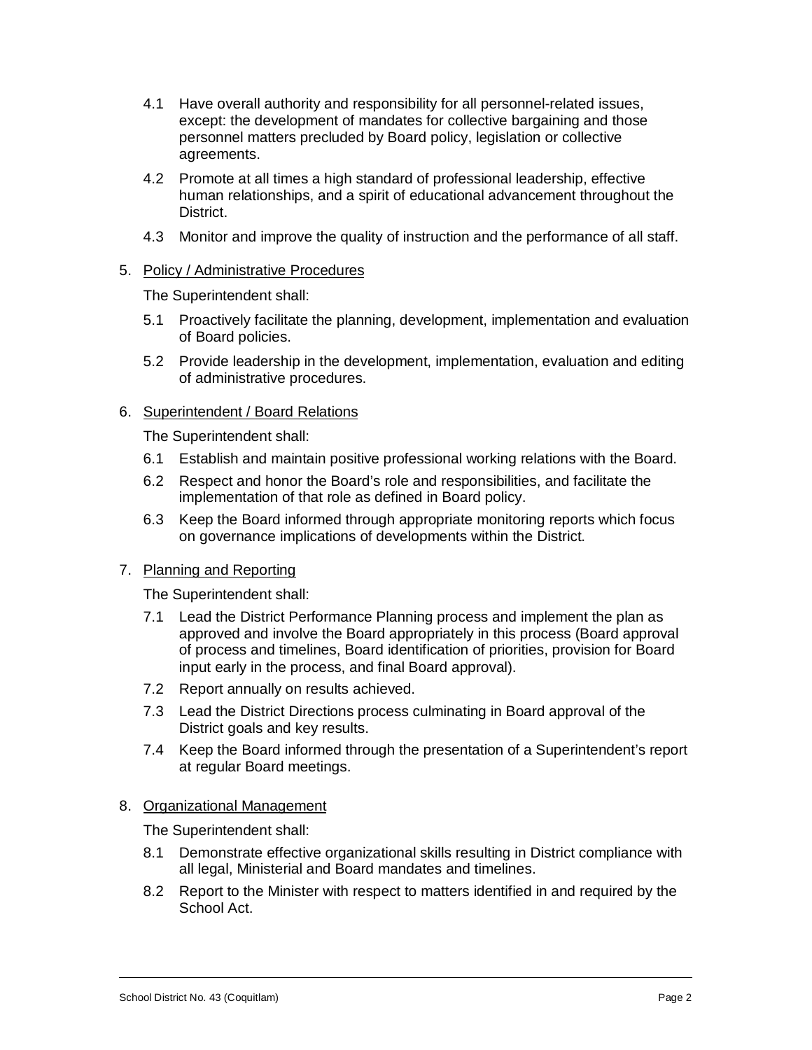4.1 Have overall authority and responsibility for all personnel-related issues, except: the development of mandates for collective bargaining and those personnel matters precluded by Board policy, legislation or collective agreements.

4.2 Promote at all times a high standard of professional leadership, effective human relationships, and a spirit of educational advancement throughout the District.

4.3 Monitor and improve the quality of instruction and the performance of all staff.

5. Policy / Administrative Procedures

The Superintendent shall:

5.1 Proactively facilitate the planning, development, implementation and evaluation of Board policies.

5.2 Provide leadership in the development, implementation, evaluation and editing of administrative procedures.

6. Superintendent / Board Relations

The Superintendent shall:

6.1 Establish and maintain positive professional working relations with the Board.

6.2 Respect and honor the Board's role and responsibilities, and facilitate the implementation of that role as defined in Board policy.

6.3 Keep the Board informed through appropriate monitoring reports which focus on governance implications of developments within the District.

7. Planning and Reporting

The Superintendent shall:

7.1 Lead the District Performance Planning process and implement the plan as approved and involve the Board appropriately in this process (Board approval of process and timelines, Board identification of priorities, provision for Board input early in the process, and final Board approval).

7.2 Report annually on results achieved.

7.3 Lead the District Directions process culminating in Board approval of the District goals and key results.

7.4 Keep the Board informed through the presentation of a Superintendent's report at regular Board meetings.

8. Organizational Management

The Superintendent shall:

8.1 Demonstrate effective organizational skills resulting in District compliance with all legal, Ministerial and Board mandates and timelines.

8.2 Report to the Minister with respect to matters identified in and required by the School Act.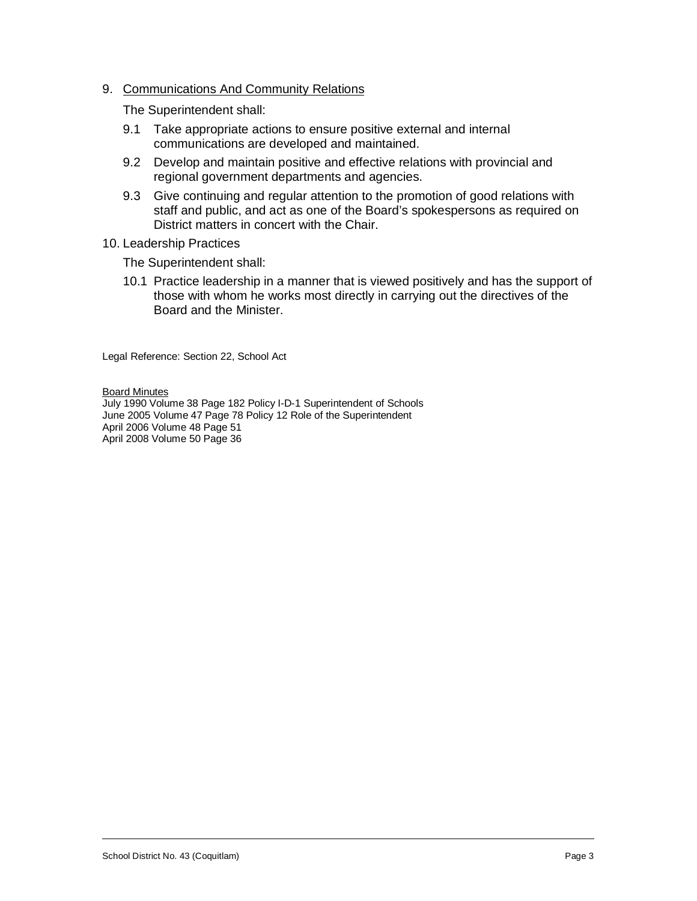9. Communications And Community Relations

   The Superintendent shall:

   9.1 Take appropriate actions to ensure positive external and internal communications are developed and maintained.

   9.2 Develop and maintain positive and effective relations with provincial and regional government departments and agencies.

   9.3 Give continuing and regular attention to the promotion of good relations with staff and public, and act as one of the Board's spokespersons as required on District matters in concert with the Chair.

10. Leadership Practices

    The Superintendent shall:

    10.1 Practice leadership in a manner that is viewed positively and has the support of those with whom he works most directly in carrying out the directives of the Board and the Minister.

Legal Reference: Section 22, School Act

Board Minutes
July 1990 Volume 38 Page 182 Policy I-D-1 Superintendent of Schools
June 2005 Volume 47 Page 78 Policy 12 Role of the Superintendent
April 2006 Volume 48 Page 51
April 2008 Volume 50 Page 36